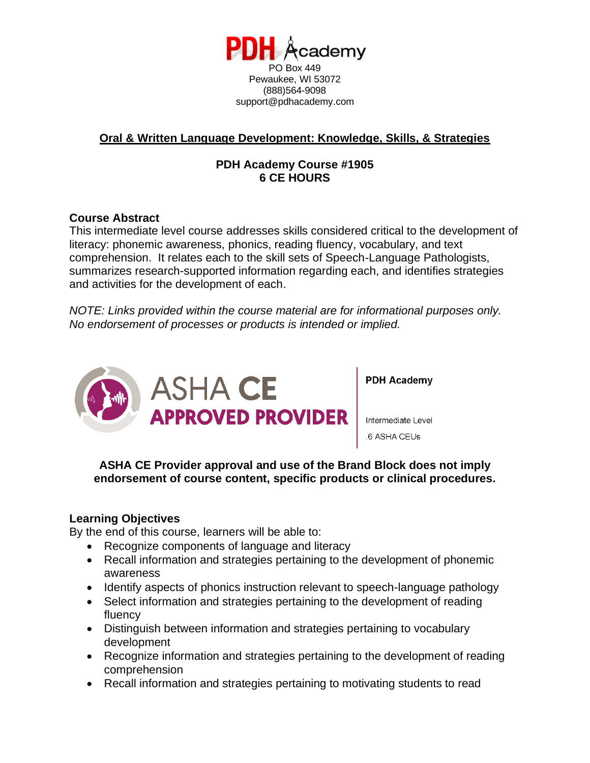PDH Academy
PO Box 449
Pewaukee, WI 53072
(888)564-9098
support@pdhacademy.com

# Oral & Written Language Development: Knowledge, Skills, & Strategies

**PDH Academy Course #1905**
**6 CE HOURS**

## Course Abstract

This intermediate level course addresses skills considered critical to the development of literacy: phonemic awareness, phonics, reading fluency, vocabulary, and text comprehension. It relates each to the skill sets of Speech-Language Pathologists, summarizes research-supported information regarding each, and identifies strategies and activities for the development of each.

*NOTE: Links provided within the course material are for informational purposes only. No endorsement of processes or products is intended or implied.*

ASHA CE APPROVED PROVIDER

**PDH Academy**

Intermediate Level
.6 ASHA CEUs

**ASHA CE Provider approval and use of the Brand Block does not imply endorsement of course content, specific products or clinical procedures.**

## Learning Objectives

By the end of this course, learners will be able to:

- Recognize components of language and literacy
- Recall information and strategies pertaining to the development of phonemic awareness
- Identify aspects of phonics instruction relevant to speech-language pathology
- Select information and strategies pertaining to the development of reading fluency
- Distinguish between information and strategies pertaining to vocabulary development
- Recognize information and strategies pertaining to the development of reading comprehension
- Recall information and strategies pertaining to motivating students to read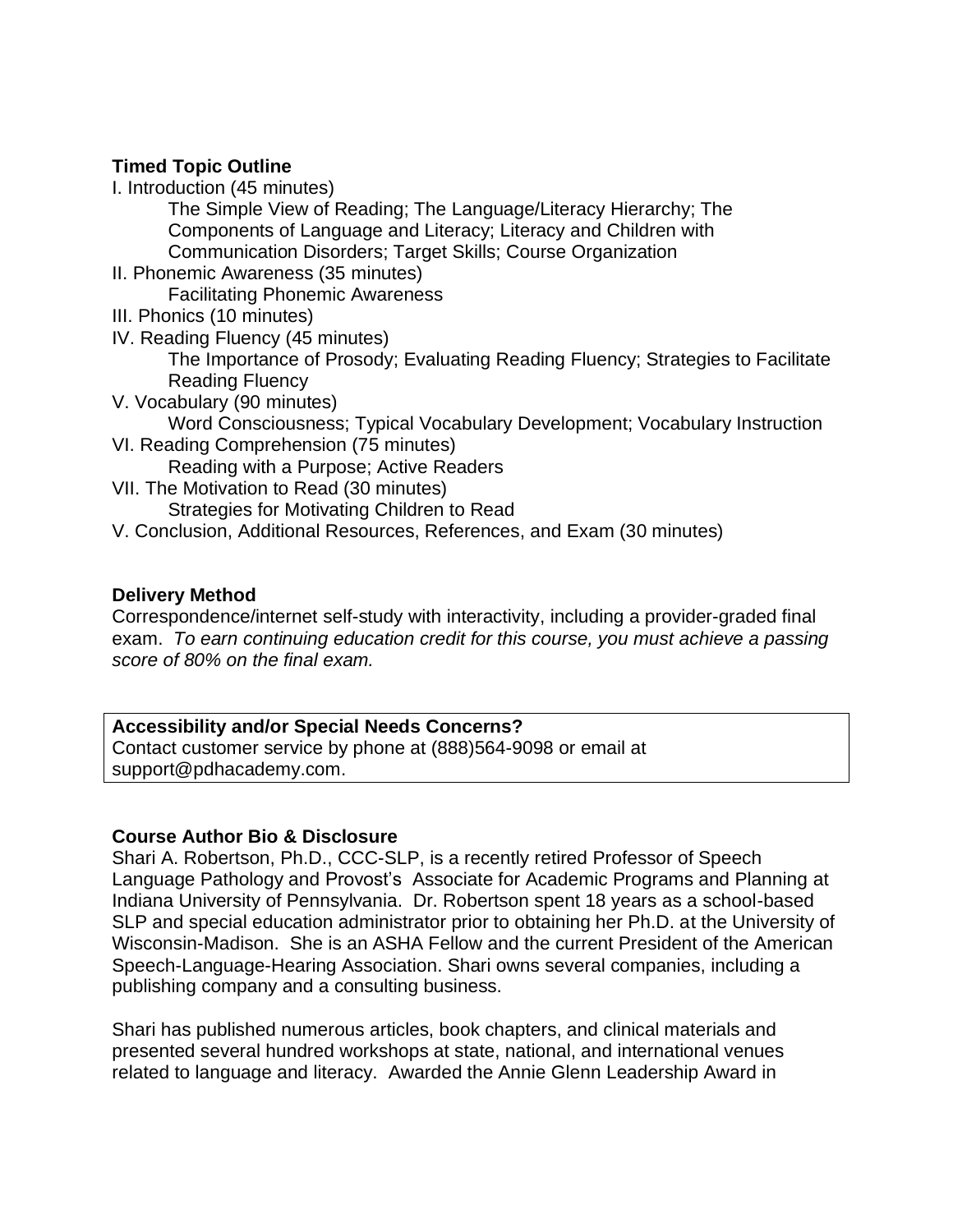**Timed Topic Outline**

I. Introduction (45 minutes)
  The Simple View of Reading; The Language/Literacy Hierarchy; The Components of Language and Literacy; Literacy and Children with Communication Disorders; Target Skills; Course Organization

II. Phonemic Awareness (35 minutes)
  Facilitating Phonemic Awareness

III. Phonics (10 minutes)

IV. Reading Fluency (45 minutes)
  The Importance of Prosody; Evaluating Reading Fluency; Strategies to Facilitate Reading Fluency

V. Vocabulary (90 minutes)
  Word Consciousness; Typical Vocabulary Development; Vocabulary Instruction

VI. Reading Comprehension (75 minutes)
  Reading with a Purpose; Active Readers

VII. The Motivation to Read (30 minutes)
  Strategies for Motivating Children to Read

V. Conclusion, Additional Resources, References, and Exam (30 minutes)

**Delivery Method**

Correspondence/internet self-study with interactivity, including a provider-graded final exam. *To earn continuing education credit for this course, you must achieve a passing score of 80% on the final exam.*

**Accessibility and/or Special Needs Concerns?**
Contact customer service by phone at (888)564-9098 or email at support@pdhacademy.com.

**Course Author Bio & Disclosure**

Shari A. Robertson, Ph.D., CCC-SLP, is a recently retired Professor of Speech Language Pathology and Provost's Associate for Academic Programs and Planning at Indiana University of Pennsylvania. Dr. Robertson spent 18 years as a school-based SLP and special education administrator prior to obtaining her Ph.D. at the University of Wisconsin-Madison. She is an ASHA Fellow and the current President of the American Speech-Language-Hearing Association. Shari owns several companies, including a publishing company and a consulting business.

Shari has published numerous articles, book chapters, and clinical materials and presented several hundred workshops at state, national, and international venues related to language and literacy. Awarded the Annie Glenn Leadership Award in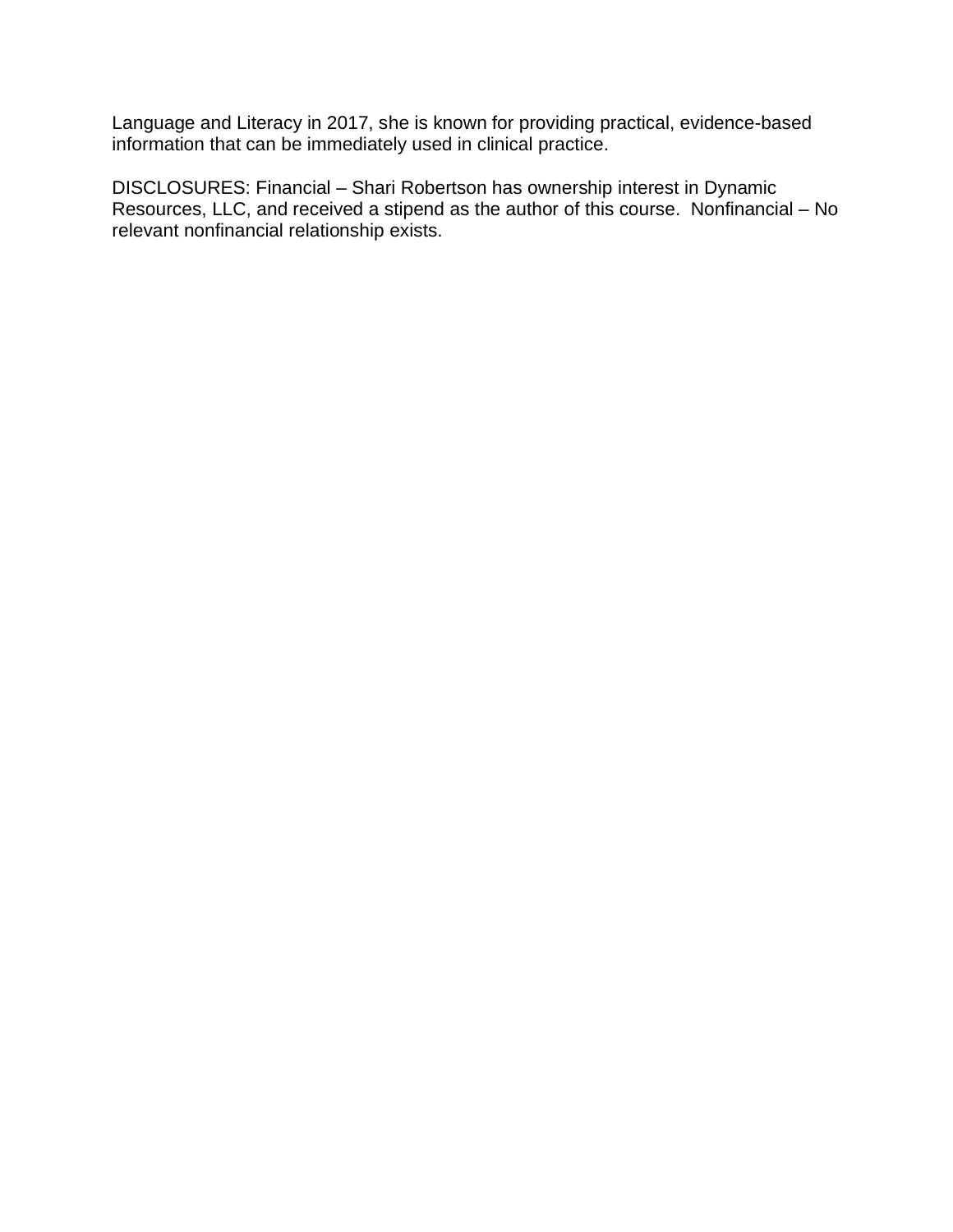Language and Literacy in 2017, she is known for providing practical, evidence-based information that can be immediately used in clinical practice.

DISCLOSURES: Financial – Shari Robertson has ownership interest in Dynamic Resources, LLC, and received a stipend as the author of this course. Nonfinancial – No relevant nonfinancial relationship exists.